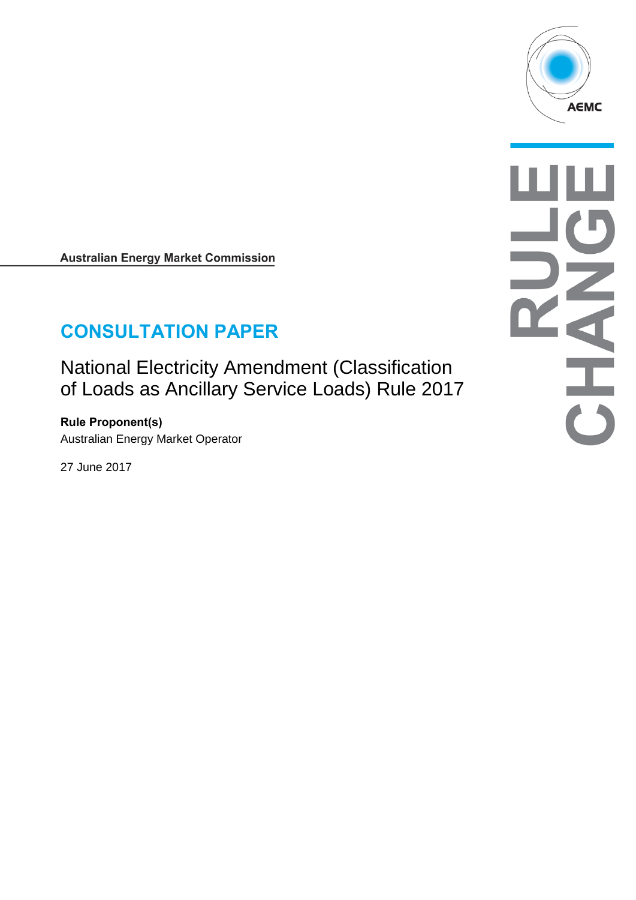Australian Energy Market Commission

# CONSULTATION PAPER

## National Electricity Amendment (Classification of Loads as Ancillary Service Loads) Rule 2017

**Rule Proponent(s)**

Australian Energy Market Operator

27 June 2017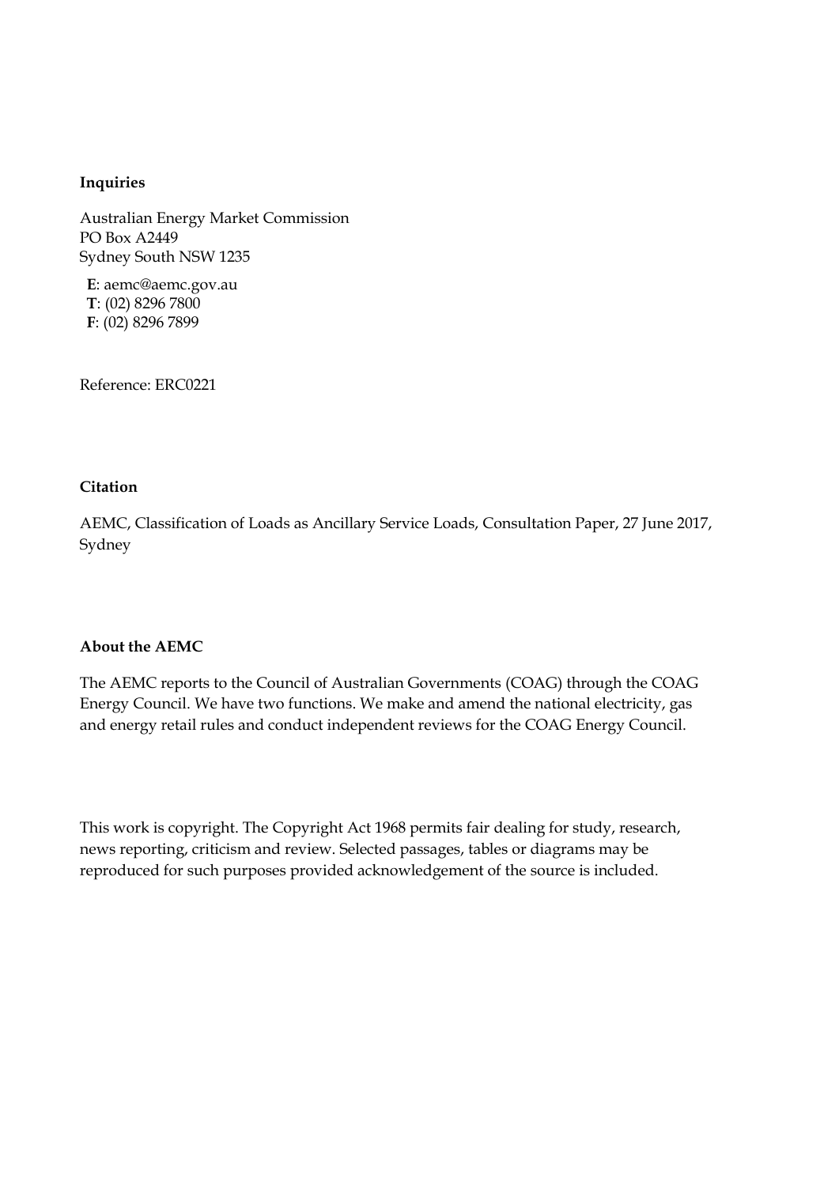**Inquiries**

Australian Energy Market Commission
PO Box A2449
Sydney South NSW 1235

**E**: aemc@aemc.gov.au
**T**: (02) 8296 7800
**F**: (02) 8296 7899

Reference: ERC0221

**Citation**

AEMC, Classification of Loads as Ancillary Service Loads, Consultation Paper, 27 June 2017, Sydney

**About the AEMC**

The AEMC reports to the Council of Australian Governments (COAG) through the COAG Energy Council. We have two functions. We make and amend the national electricity, gas and energy retail rules and conduct independent reviews for the COAG Energy Council.

This work is copyright. The Copyright Act 1968 permits fair dealing for study, research, news reporting, criticism and review. Selected passages, tables or diagrams may be reproduced for such purposes provided acknowledgement of the source is included.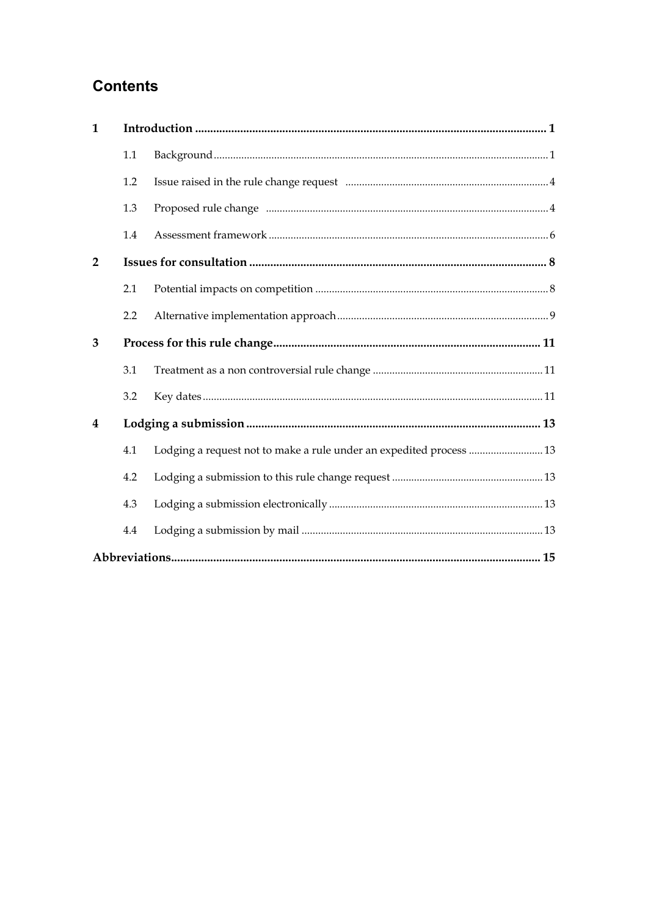## Contents

| | | | |
|---|---|---|---|
| **1** | **Introduction** | | **1** |
| | 1.1 | Background | 1 |
| | 1.2 | Issue raised in the rule change request | 4 |
| | 1.3 | Proposed rule change | 4 |
| | 1.4 | Assessment framework | 6 |
| **2** | **Issues for consultation** | | **8** |
| | 2.1 | Potential impacts on competition | 8 |
| | 2.2 | Alternative implementation approach | 9 |
| **3** | **Process for this rule change** | | **11** |
| | 3.1 | Treatment as a non controversial rule change | 11 |
| | 3.2 | Key dates | 11 |
| **4** | **Lodging a submission** | | **13** |
| | 4.1 | Lodging a request not to make a rule under an expedited process | 13 |
| | 4.2 | Lodging a submission to this rule change request | 13 |
| | 4.3 | Lodging a submission electronically | 13 |
| | 4.4 | Lodging a submission by mail | 13 |
| **Abbreviations** | | | **15** |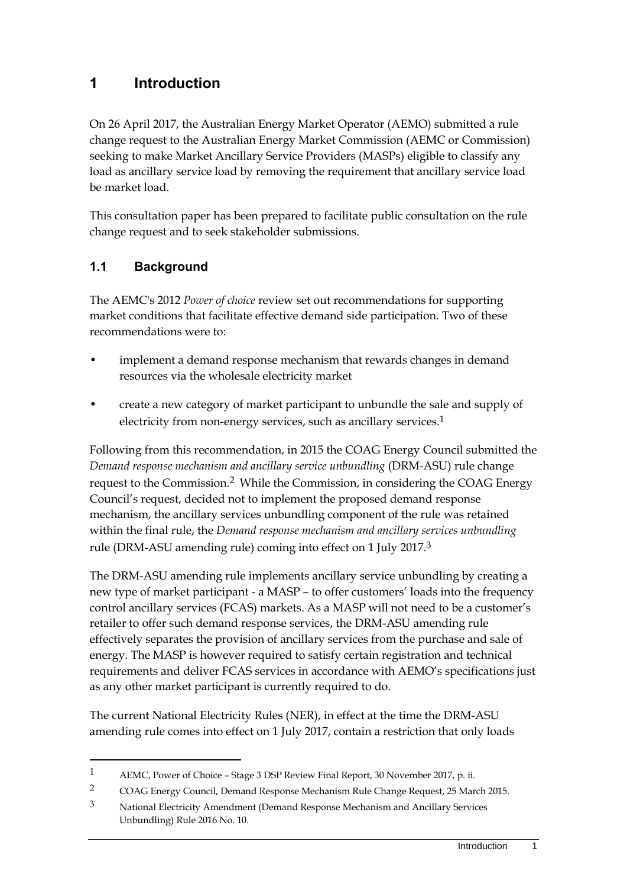# 1 Introduction

On 26 April 2017, the Australian Energy Market Operator (AEMO) submitted a rule change request to the Australian Energy Market Commission (AEMC or Commission) seeking to make Market Ancillary Service Providers (MASPs) eligible to classify any load as ancillary service load by removing the requirement that ancillary service load be market load.

This consultation paper has been prepared to facilitate public consultation on the rule change request and to seek stakeholder submissions.

## 1.1 Background

The AEMC's 2012 *Power of choice* review set out recommendations for supporting market conditions that facilitate effective demand side participation. Two of these recommendations were to:

- implement a demand response mechanism that rewards changes in demand resources via the wholesale electricity market
- create a new category of market participant to unbundle the sale and supply of electricity from non-energy services, such as ancillary services.[1]

Following from this recommendation, in 2015 the COAG Energy Council submitted the *Demand response mechanism and ancillary service unbundling* (DRM-ASU) rule change request to the Commission.[2] While the Commission, in considering the COAG Energy Council's request, decided not to implement the proposed demand response mechanism, the ancillary services unbundling component of the rule was retained within the final rule, the *Demand response mechanism and ancillary services unbundling* rule (DRM-ASU amending rule) coming into effect on 1 July 2017.[3]

The DRM-ASU amending rule implements ancillary service unbundling by creating a new type of market participant - a MASP – to offer customers' loads into the frequency control ancillary services (FCAS) markets. As a MASP will not need to be a customer's retailer to offer such demand response services, the DRM-ASU amending rule effectively separates the provision of ancillary services from the purchase and sale of energy. The MASP is however required to satisfy certain registration and technical requirements and deliver FCAS services in accordance with AEMO's specifications just as any other market participant is currently required to do.

The current National Electricity Rules (NER), in effect at the time the DRM-ASU amending rule comes into effect on 1 July 2017, contain a restriction that only loads

---

1 AEMC, Power of Choice – Stage 3 DSP Review Final Report, 30 November 2017, p. ii.

2 COAG Energy Council, Demand Response Mechanism Rule Change Request, 25 March 2015.

3 National Electricity Amendment (Demand Response Mechanism and Ancillary Services Unbundling) Rule 2016 No. 10.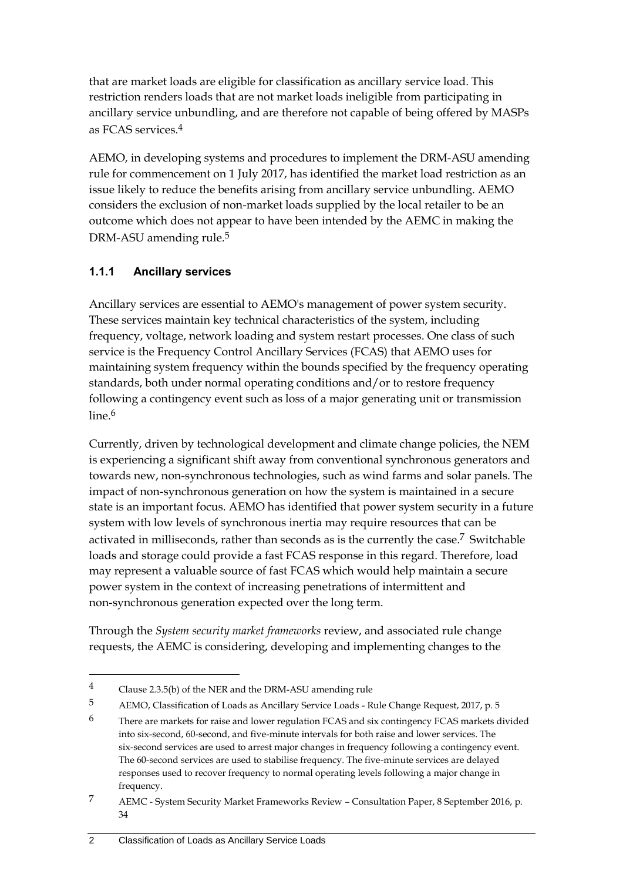that are market loads are eligible for classification as ancillary service load. This restriction renders loads that are not market loads ineligible from participating in ancillary service unbundling, and are therefore not capable of being offered by MASPs as FCAS services.[4]

AEMO, in developing systems and procedures to implement the DRM-ASU amending rule for commencement on 1 July 2017, has identified the market load restriction as an issue likely to reduce the benefits arising from ancillary service unbundling. AEMO considers the exclusion of non-market loads supplied by the local retailer to be an outcome which does not appear to have been intended by the AEMC in making the DRM-ASU amending rule.[5]

### 1.1.1 Ancillary services

Ancillary services are essential to AEMO's management of power system security. These services maintain key technical characteristics of the system, including frequency, voltage, network loading and system restart processes. One class of such service is the Frequency Control Ancillary Services (FCAS) that AEMO uses for maintaining system frequency within the bounds specified by the frequency operating standards, both under normal operating conditions and/or to restore frequency following a contingency event such as loss of a major generating unit or transmission line.[6]

Currently, driven by technological development and climate change policies, the NEM is experiencing a significant shift away from conventional synchronous generators and towards new, non-synchronous technologies, such as wind farms and solar panels. The impact of non-synchronous generation on how the system is maintained in a secure state is an important focus. AEMO has identified that power system security in a future system with low levels of synchronous inertia may require resources that can be activated in milliseconds, rather than seconds as is the currently the case.[7] Switchable loads and storage could provide a fast FCAS response in this regard. Therefore, load may represent a valuable source of fast FCAS which would help maintain a secure power system in the context of increasing penetrations of intermittent and non-synchronous generation expected over the long term.

Through the *System security market frameworks* review, and associated rule change requests, the AEMC is considering, developing and implementing changes to the

---

4 Clause 2.3.5(b) of the NER and the DRM-ASU amending rule

5 AEMO, Classification of Loads as Ancillary Service Loads - Rule Change Request, 2017, p. 5

6 There are markets for raise and lower regulation FCAS and six contingency FCAS markets divided into six-second, 60-second, and five-minute intervals for both raise and lower services. The six-second services are used to arrest major changes in frequency following a contingency event. The 60-second services are used to stabilise frequency. The five-minute services are delayed responses used to recover frequency to normal operating levels following a major change in frequency.

7 AEMC - System Security Market Frameworks Review – Consultation Paper, 8 September 2016, p. 34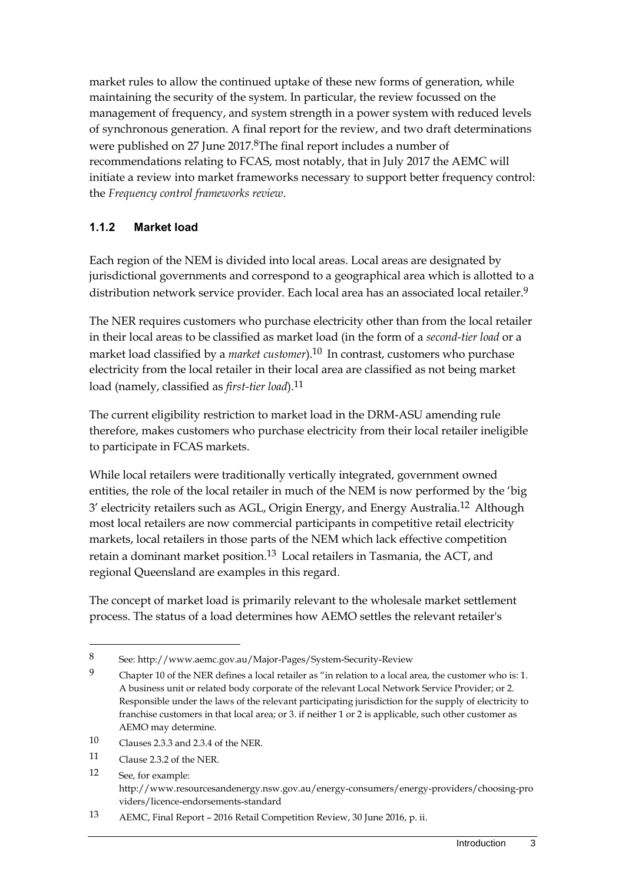market rules to allow the continued uptake of these new forms of generation, while maintaining the security of the system. In particular, the review focussed on the management of frequency, and system strength in a power system with reduced levels of synchronous generation. A final report for the review, and two draft determinations were published on 27 June 2017.[8] The final report includes a number of recommendations relating to FCAS, most notably, that in July 2017 the AEMC will initiate a review into market frameworks necessary to support better frequency control: the *Frequency control frameworks review*.

### 1.1.2 Market load

Each region of the NEM is divided into local areas. Local areas are designated by jurisdictional governments and correspond to a geographical area which is allotted to a distribution network service provider. Each local area has an associated local retailer.[9]

The NER requires customers who purchase electricity other than from the local retailer in their local areas to be classified as market load (in the form of a *second-tier load* or a market load classified by a *market customer*).[10] In contrast, customers who purchase electricity from the local retailer in their local area are classified as not being market load (namely, classified as *first-tier load*).[11]

The current eligibility restriction to market load in the DRM-ASU amending rule therefore, makes customers who purchase electricity from their local retailer ineligible to participate in FCAS markets.

While local retailers were traditionally vertically integrated, government owned entities, the role of the local retailer in much of the NEM is now performed by the 'big 3' electricity retailers such as AGL, Origin Energy, and Energy Australia.[12] Although most local retailers are now commercial participants in competitive retail electricity markets, local retailers in those parts of the NEM which lack effective competition retain a dominant market position.[13] Local retailers in Tasmania, the ACT, and regional Queensland are examples in this regard.

The concept of market load is primarily relevant to the wholesale market settlement process. The status of a load determines how AEMO settles the relevant retailer's

---

8 See: http://www.aemc.gov.au/Major-Pages/System-Security-Review

9 Chapter 10 of the NER defines a local retailer as "in relation to a local area, the customer who is: 1. A business unit or related body corporate of the relevant Local Network Service Provider; or 2. Responsible under the laws of the relevant participating jurisdiction for the supply of electricity to franchise customers in that local area; or 3. if neither 1 or 2 is applicable, such other customer as AEMO may determine.

10 Clauses 2.3.3 and 2.3.4 of the NER.

11 Clause 2.3.2 of the NER.

12 See, for example: http://www.resourcesandenergy.nsw.gov.au/energy-consumers/energy-providers/choosing-providers/licence-endorsements-standard

13 AEMC, Final Report – 2016 Retail Competition Review, 30 June 2016, p. ii.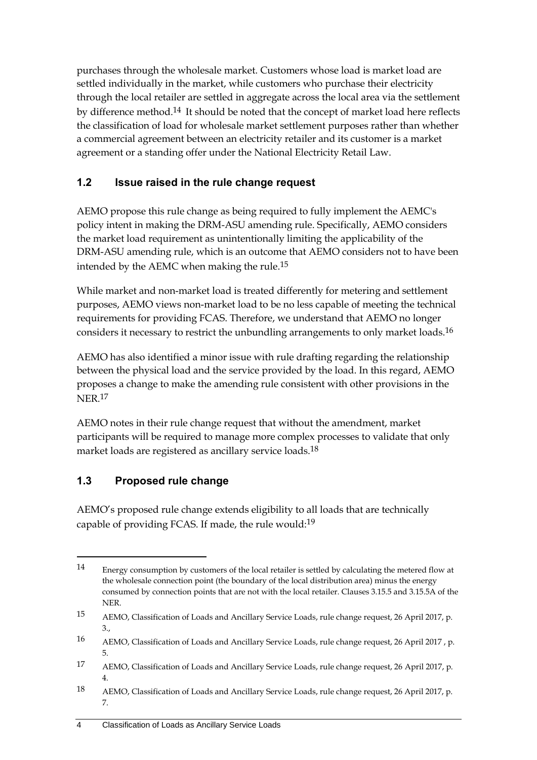purchases through the wholesale market. Customers whose load is market load are settled individually in the market, while customers who purchase their electricity through the local retailer are settled in aggregate across the local area via the settlement by difference method.[14] It should be noted that the concept of market load here reflects the classification of load for wholesale market settlement purposes rather than whether a commercial agreement between an electricity retailer and its customer is a market agreement or a standing offer under the National Electricity Retail Law.

## 1.2 Issue raised in the rule change request

AEMO propose this rule change as being required to fully implement the AEMC's policy intent in making the DRM-ASU amending rule. Specifically, AEMO considers the market load requirement as unintentionally limiting the applicability of the DRM-ASU amending rule, which is an outcome that AEMO considers not to have been intended by the AEMC when making the rule.[15]

While market and non-market load is treated differently for metering and settlement purposes, AEMO views non-market load to be no less capable of meeting the technical requirements for providing FCAS. Therefore, we understand that AEMO no longer considers it necessary to restrict the unbundling arrangements to only market loads.[16]

AEMO has also identified a minor issue with rule drafting regarding the relationship between the physical load and the service provided by the load. In this regard, AEMO proposes a change to make the amending rule consistent with other provisions in the NER.[17]

AEMO notes in their rule change request that without the amendment, market participants will be required to manage more complex processes to validate that only market loads are registered as ancillary service loads.[18]

## 1.3 Proposed rule change

AEMO's proposed rule change extends eligibility to all loads that are technically capable of providing FCAS. If made, the rule would:[19]

---

14 Energy consumption by customers of the local retailer is settled by calculating the metered flow at the wholesale connection point (the boundary of the local distribution area) minus the energy consumed by connection points that are not with the local retailer. Clauses 3.15.5 and 3.15.5A of the NER.

15 AEMO, Classification of Loads and Ancillary Service Loads, rule change request, 26 April 2017, p. 3.,

16 AEMO, Classification of Loads and Ancillary Service Loads, rule change request, 26 April 2017 , p. 5.

17 AEMO, Classification of Loads and Ancillary Service Loads, rule change request, 26 April 2017, p. 4.

18 AEMO, Classification of Loads and Ancillary Service Loads, rule change request, 26 April 2017, p. 7.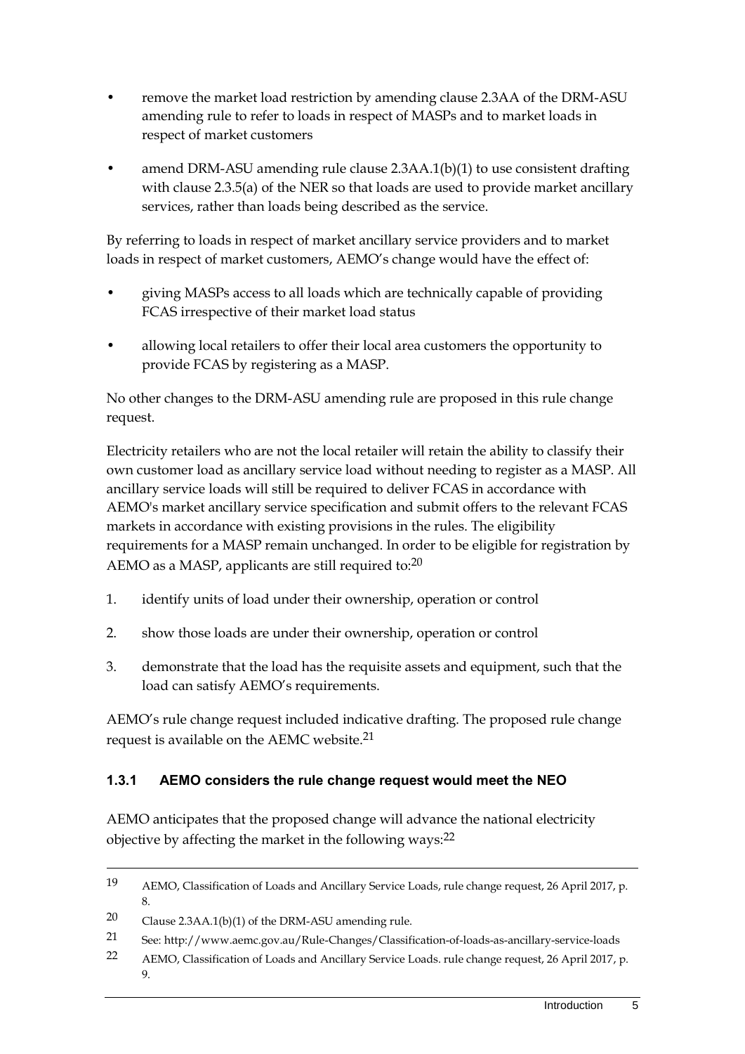- remove the market load restriction by amending clause 2.3AA of the DRM-ASU amending rule to refer to loads in respect of MASPs and to market loads in respect of market customers
- amend DRM-ASU amending rule clause 2.3AA.1(b)(1) to use consistent drafting with clause 2.3.5(a) of the NER so that loads are used to provide market ancillary services, rather than loads being described as the service.

By referring to loads in respect of market ancillary service providers and to market loads in respect of market customers, AEMO's change would have the effect of:

- giving MASPs access to all loads which are technically capable of providing FCAS irrespective of their market load status
- allowing local retailers to offer their local area customers the opportunity to provide FCAS by registering as a MASP.

No other changes to the DRM-ASU amending rule are proposed in this rule change request.

Electricity retailers who are not the local retailer will retain the ability to classify their own customer load as ancillary service load without needing to register as a MASP. All ancillary service loads will still be required to deliver FCAS in accordance with AEMO's market ancillary service specification and submit offers to the relevant FCAS markets in accordance with existing provisions in the rules. The eligibility requirements for a MASP remain unchanged. In order to be eligible for registration by AEMO as a MASP, applicants are still required to:[20]

1. identify units of load under their ownership, operation or control
2. show those loads are under their ownership, operation or control
3. demonstrate that the load has the requisite assets and equipment, such that the load can satisfy AEMO's requirements.

AEMO's rule change request included indicative drafting. The proposed rule change request is available on the AEMC website.[21]

### 1.3.1 AEMO considers the rule change request would meet the NEO

AEMO anticipates that the proposed change will advance the national electricity objective by affecting the market in the following ways:[22]

---

19 AEMO, Classification of Loads and Ancillary Service Loads, rule change request, 26 April 2017, p. 8.

20 Clause 2.3AA.1(b)(1) of the DRM-ASU amending rule.

21 See: http://www.aemc.gov.au/Rule-Changes/Classification-of-loads-as-ancillary-service-loads

22 AEMO, Classification of Loads and Ancillary Service Loads. rule change request, 26 April 2017, p. 9.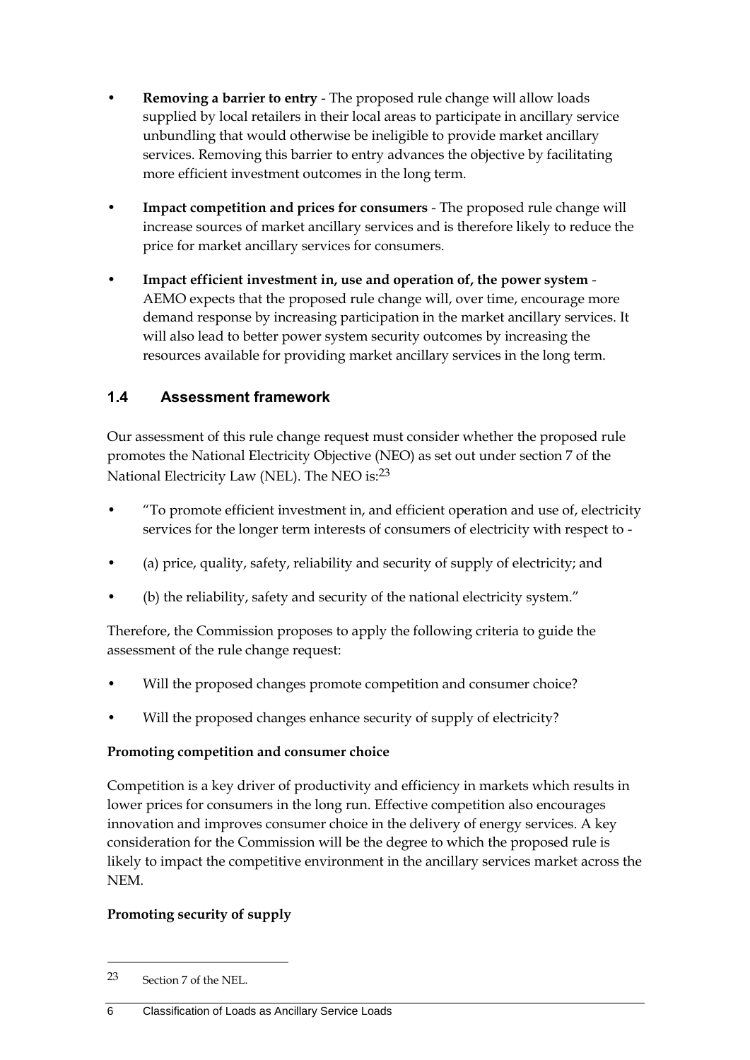- **Removing a barrier to entry** - The proposed rule change will allow loads supplied by local retailers in their local areas to participate in ancillary service unbundling that would otherwise be ineligible to provide market ancillary services. Removing this barrier to entry advances the objective by facilitating more efficient investment outcomes in the long term.
- **Impact competition and prices for consumers** - The proposed rule change will increase sources of market ancillary services and is therefore likely to reduce the price for market ancillary services for consumers.
- **Impact efficient investment in, use and operation of, the power system** - AEMO expects that the proposed rule change will, over time, encourage more demand response by increasing participation in the market ancillary services. It will also lead to better power system security outcomes by increasing the resources available for providing market ancillary services in the long term.

## 1.4 Assessment framework

Our assessment of this rule change request must consider whether the proposed rule promotes the National Electricity Objective (NEO) as set out under section 7 of the National Electricity Law (NEL). The NEO is:[23]

- "To promote efficient investment in, and efficient operation and use of, electricity services for the longer term interests of consumers of electricity with respect to -
- (a) price, quality, safety, reliability and security of supply of electricity; and
- (b) the reliability, safety and security of the national electricity system."

Therefore, the Commission proposes to apply the following criteria to guide the assessment of the rule change request:

- Will the proposed changes promote competition and consumer choice?
- Will the proposed changes enhance security of supply of electricity?

**Promoting competition and consumer choice**

Competition is a key driver of productivity and efficiency in markets which results in lower prices for consumers in the long run. Effective competition also encourages innovation and improves consumer choice in the delivery of energy services. A key consideration for the Commission will be the degree to which the proposed rule is likely to impact the competitive environment in the ancillary services market across the NEM.

**Promoting security of supply**

---

23 Section 7 of the NEL.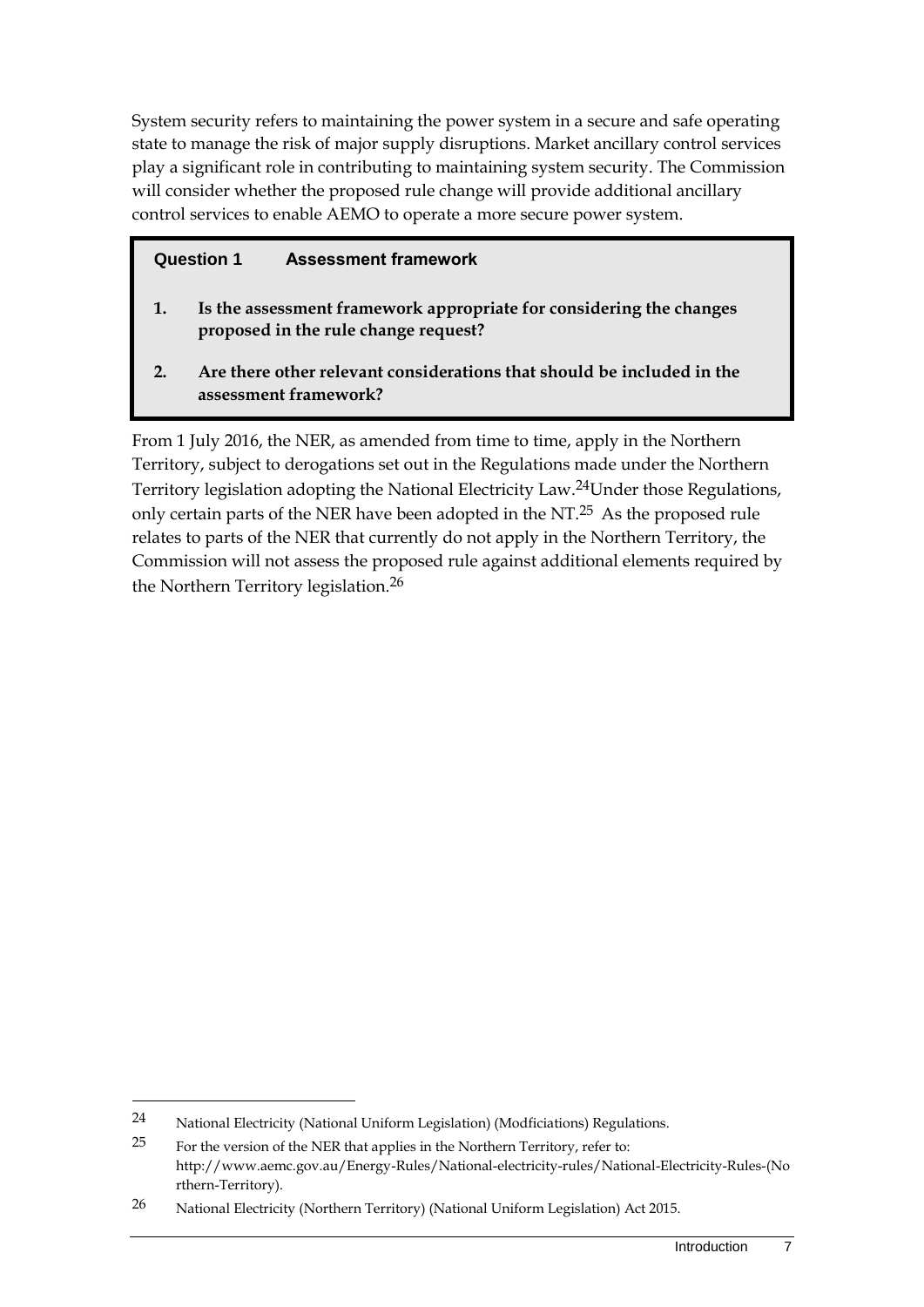System security refers to maintaining the power system in a secure and safe operating state to manage the risk of major supply disruptions. Market ancillary control services play a significant role in contributing to maintaining system security. The Commission will consider whether the proposed rule change will provide additional ancillary control services to enable AEMO to operate a more secure power system.

> **Question 1 Assessment framework**
>
> 1. **Is the assessment framework appropriate for considering the changes proposed in the rule change request?**
> 2. **Are there other relevant considerations that should be included in the assessment framework?**

From 1 July 2016, the NER, as amended from time to time, apply in the Northern Territory, subject to derogations set out in the Regulations made under the Northern Territory legislation adopting the National Electricity Law.[24]Under those Regulations, only certain parts of the NER have been adopted in the NT.[25] As the proposed rule relates to parts of the NER that currently do not apply in the Northern Territory, the Commission will not assess the proposed rule against additional elements required by the Northern Territory legislation.[26]

---

24 National Electricity (National Uniform Legislation) (Modficiations) Regulations.

25 For the version of the NER that applies in the Northern Territory, refer to: http://www.aemc.gov.au/Energy-Rules/National-electricity-rules/National-Electricity-Rules-(Northern-Territory).

26 National Electricity (Northern Territory) (National Uniform Legislation) Act 2015.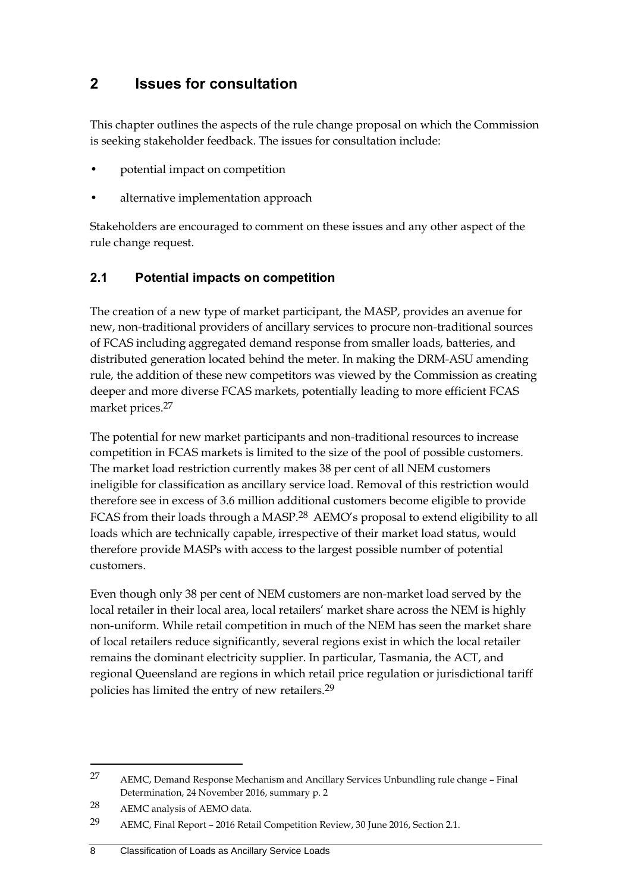# 2 Issues for consultation

This chapter outlines the aspects of the rule change proposal on which the Commission is seeking stakeholder feedback. The issues for consultation include:

- potential impact on competition
- alternative implementation approach

Stakeholders are encouraged to comment on these issues and any other aspect of the rule change request.

## 2.1 Potential impacts on competition

The creation of a new type of market participant, the MASP, provides an avenue for new, non-traditional providers of ancillary services to procure non-traditional sources of FCAS including aggregated demand response from smaller loads, batteries, and distributed generation located behind the meter. In making the DRM-ASU amending rule, the addition of these new competitors was viewed by the Commission as creating deeper and more diverse FCAS markets, potentially leading to more efficient FCAS market prices.[27]

The potential for new market participants and non-traditional resources to increase competition in FCAS markets is limited to the size of the pool of possible customers. The market load restriction currently makes 38 per cent of all NEM customers ineligible for classification as ancillary service load. Removal of this restriction would therefore see in excess of 3.6 million additional customers become eligible to provide FCAS from their loads through a MASP.[28] AEMO's proposal to extend eligibility to all loads which are technically capable, irrespective of their market load status, would therefore provide MASPs with access to the largest possible number of potential customers.

Even though only 38 per cent of NEM customers are non-market load served by the local retailer in their local area, local retailers' market share across the NEM is highly non-uniform. While retail competition in much of the NEM has seen the market share of local retailers reduce significantly, several regions exist in which the local retailer remains the dominant electricity supplier. In particular, Tasmania, the ACT, and regional Queensland are regions in which retail price regulation or jurisdictional tariff policies has limited the entry of new retailers.[29]

---

[27] AEMC, Demand Response Mechanism and Ancillary Services Unbundling rule change – Final Determination, 24 November 2016, summary p. 2

[28] AEMC analysis of AEMO data.

[29] AEMC, Final Report – 2016 Retail Competition Review, 30 June 2016, Section 2.1.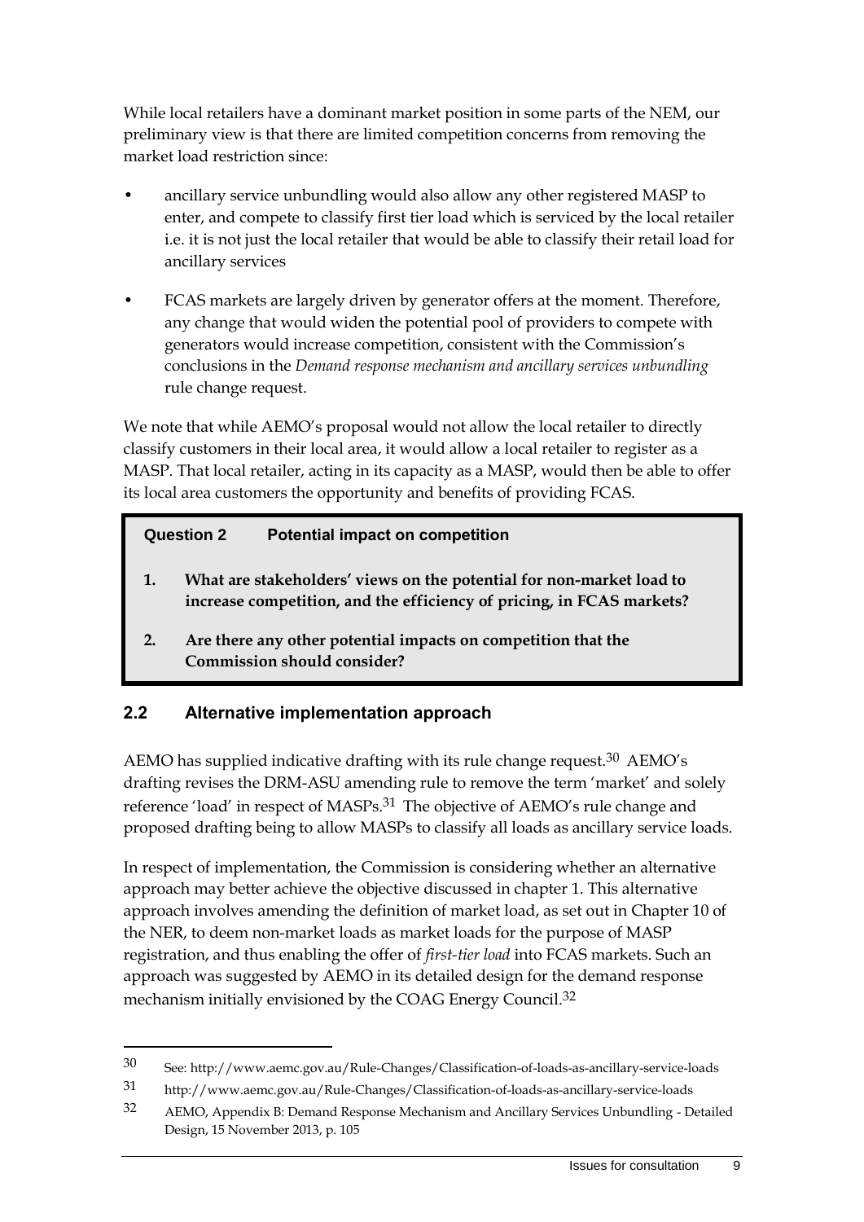While local retailers have a dominant market position in some parts of the NEM, our preliminary view is that there are limited competition concerns from removing the market load restriction since:

- ancillary service unbundling would also allow any other registered MASP to enter, and compete to classify first tier load which is serviced by the local retailer i.e. it is not just the local retailer that would be able to classify their retail load for ancillary services
- FCAS markets are largely driven by generator offers at the moment. Therefore, any change that would widen the potential pool of providers to compete with generators would increase competition, consistent with the Commission's conclusions in the *Demand response mechanism and ancillary services unbundling* rule change request.

We note that while AEMO's proposal would not allow the local retailer to directly classify customers in their local area, it would allow a local retailer to register as a MASP. That local retailer, acting in its capacity as a MASP, would then be able to offer its local area customers the opportunity and benefits of providing FCAS.

> **Question 2 Potential impact on competition**
>
> 1. **What are stakeholders' views on the potential for non-market load to increase competition, and the efficiency of pricing, in FCAS markets?**
> 2. **Are there any other potential impacts on competition that the Commission should consider?**

## 2.2 Alternative implementation approach

AEMO has supplied indicative drafting with its rule change request.[30] AEMO's drafting revises the DRM-ASU amending rule to remove the term 'market' and solely reference 'load' in respect of MASPs.[31] The objective of AEMO's rule change and proposed drafting being to allow MASPs to classify all loads as ancillary service loads.

In respect of implementation, the Commission is considering whether an alternative approach may better achieve the objective discussed in chapter 1. This alternative approach involves amending the definition of market load, as set out in Chapter 10 of the NER, to deem non-market loads as market loads for the purpose of MASP registration, and thus enabling the offer of *first-tier load* into FCAS markets. Such an approach was suggested by AEMO in its detailed design for the demand response mechanism initially envisioned by the COAG Energy Council.[32]

---

30 See: http://www.aemc.gov.au/Rule-Changes/Classification-of-loads-as-ancillary-service-loads

31 http://www.aemc.gov.au/Rule-Changes/Classification-of-loads-as-ancillary-service-loads

32 AEMO, Appendix B: Demand Response Mechanism and Ancillary Services Unbundling - Detailed Design, 15 November 2013, p. 105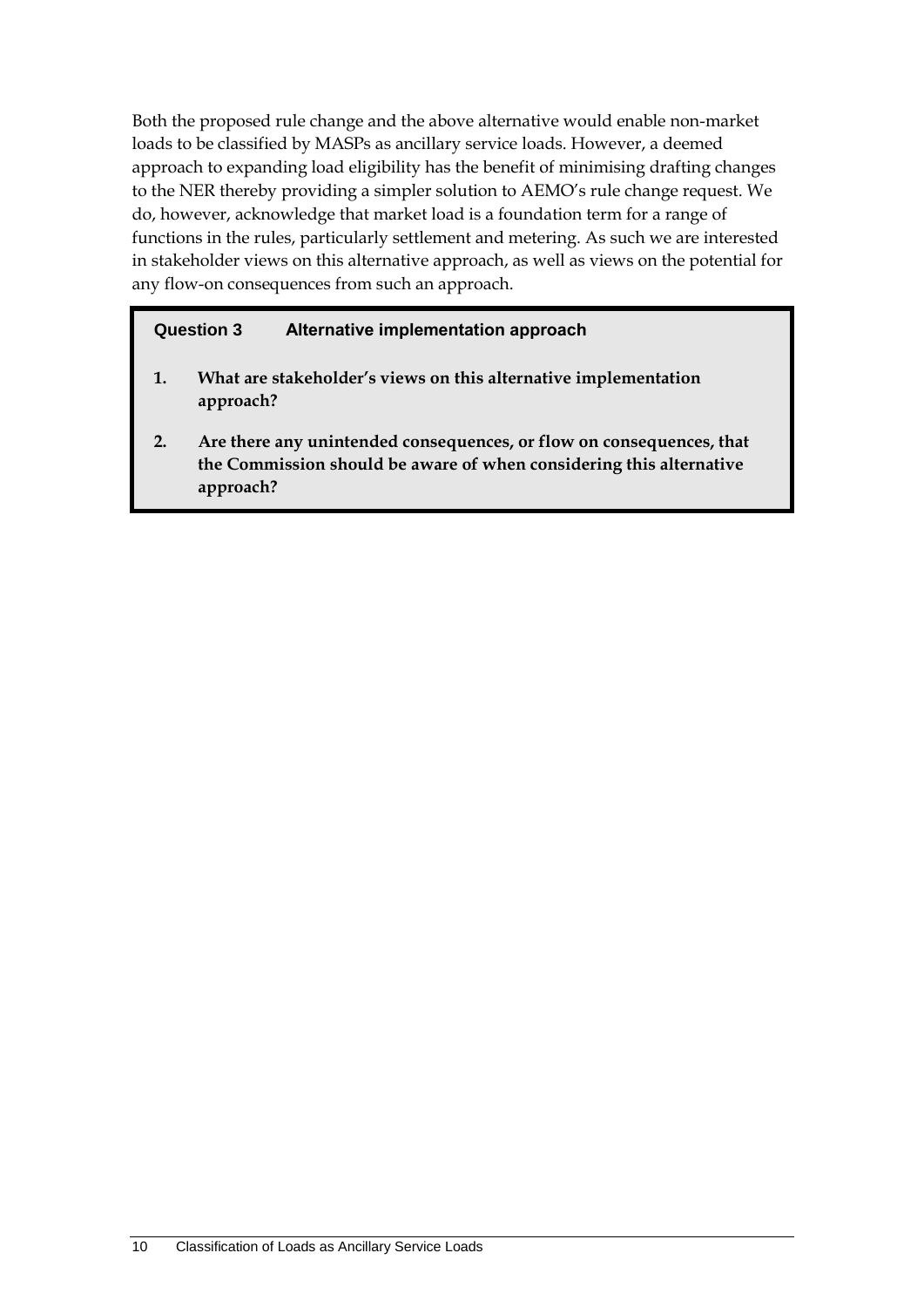Both the proposed rule change and the above alternative would enable non-market loads to be classified by MASPs as ancillary service loads. However, a deemed approach to expanding load eligibility has the benefit of minimising drafting changes to the NER thereby providing a simpler solution to AEMO's rule change request. We do, however, acknowledge that market load is a foundation term for a range of functions in the rules, particularly settlement and metering. As such we are interested in stakeholder views on this alternative approach, as well as views on the potential for any flow-on consequences from such an approach.

**Question 3 Alternative implementation approach**

1. **What are stakeholder's views on this alternative implementation approach?**
2. **Are there any unintended consequences, or flow on consequences, that the Commission should be aware of when considering this alternative approach?**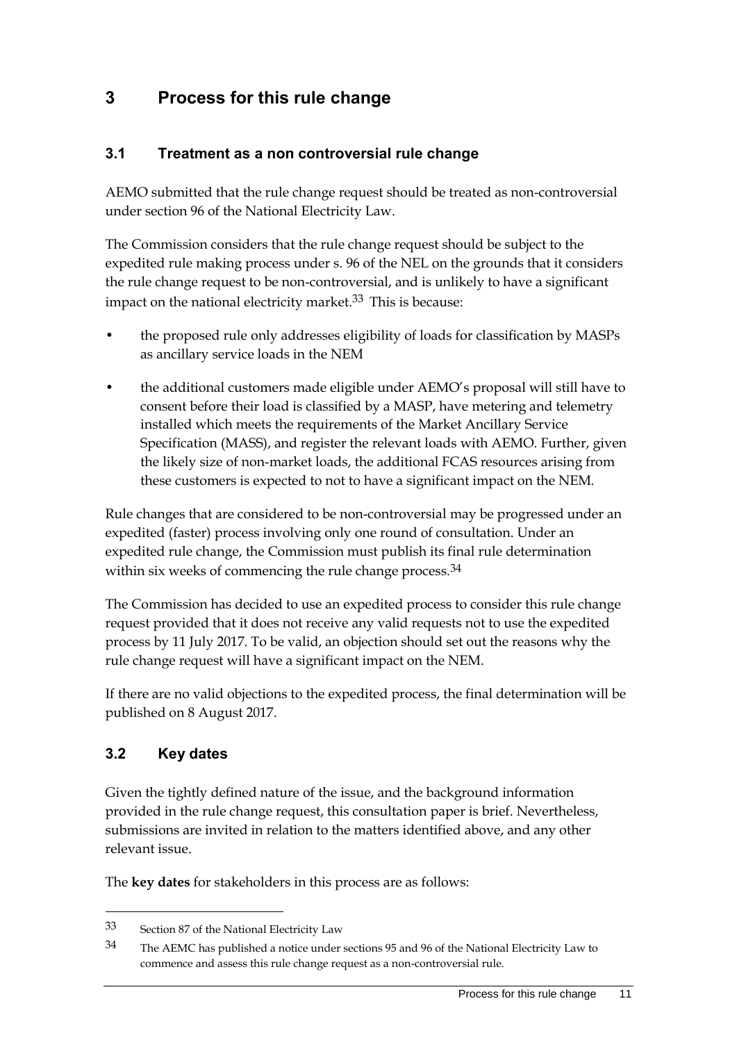# 3 Process for this rule change

## 3.1 Treatment as a non controversial rule change

AEMO submitted that the rule change request should be treated as non-controversial under section 96 of the National Electricity Law.

The Commission considers that the rule change request should be subject to the expedited rule making process under s. 96 of the NEL on the grounds that it considers the rule change request to be non-controversial, and is unlikely to have a significant impact on the national electricity market.[33] This is because:

- the proposed rule only addresses eligibility of loads for classification by MASPs as ancillary service loads in the NEM
- the additional customers made eligible under AEMO's proposal will still have to consent before their load is classified by a MASP, have metering and telemetry installed which meets the requirements of the Market Ancillary Service Specification (MASS), and register the relevant loads with AEMO. Further, given the likely size of non-market loads, the additional FCAS resources arising from these customers is expected to not to have a significant impact on the NEM.

Rule changes that are considered to be non-controversial may be progressed under an expedited (faster) process involving only one round of consultation. Under an expedited rule change, the Commission must publish its final rule determination within six weeks of commencing the rule change process.[34]

The Commission has decided to use an expedited process to consider this rule change request provided that it does not receive any valid requests not to use the expedited process by 11 July 2017. To be valid, an objection should set out the reasons why the rule change request will have a significant impact on the NEM.

If there are no valid objections to the expedited process, the final determination will be published on 8 August 2017.

## 3.2 Key dates

Given the tightly defined nature of the issue, and the background information provided in the rule change request, this consultation paper is brief. Nevertheless, submissions are invited in relation to the matters identified above, and any other relevant issue.

The **key dates** for stakeholders in this process are as follows:

---

33 Section 87 of the National Electricity Law

34 The AEMC has published a notice under sections 95 and 96 of the National Electricity Law to commence and assess this rule change request as a non-controversial rule.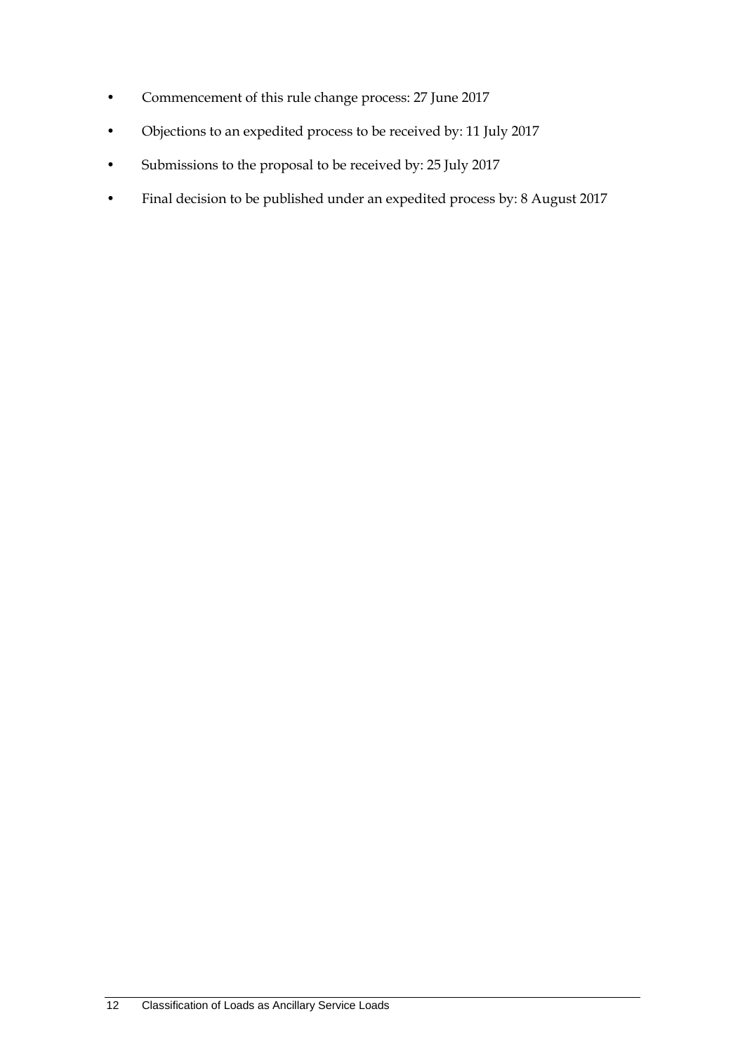- Commencement of this rule change process: 27 June 2017
- Objections to an expedited process to be received by: 11 July 2017
- Submissions to the proposal to be received by: 25 July 2017
- Final decision to be published under an expedited process by: 8 August 2017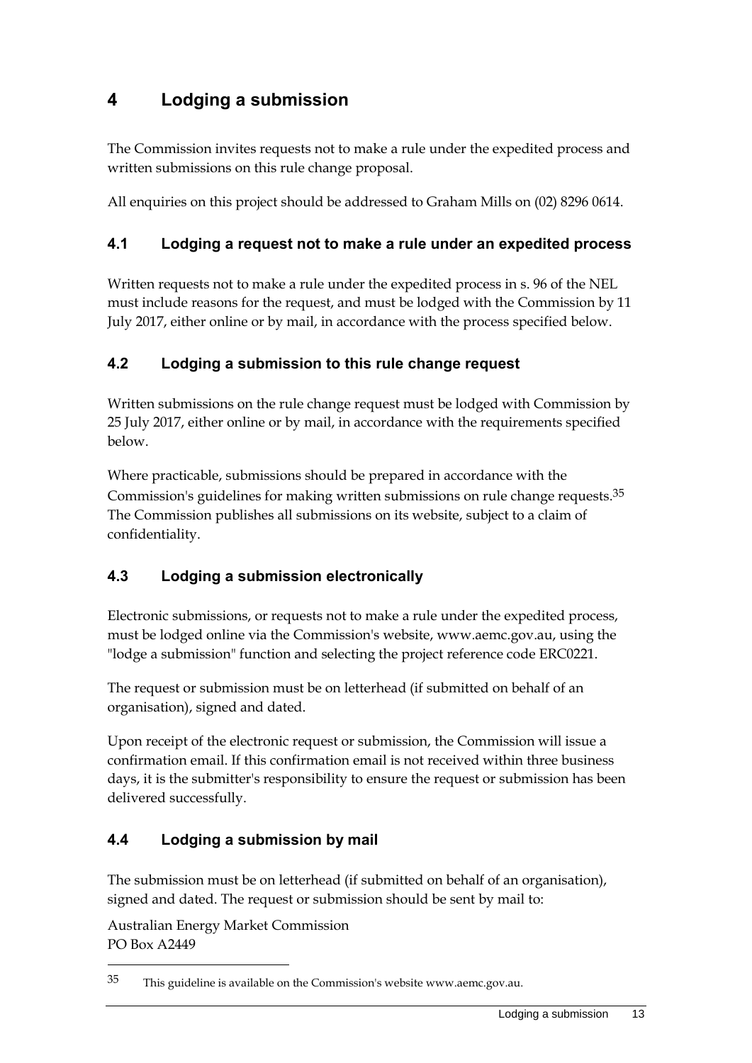# 4 Lodging a submission

The Commission invites requests not to make a rule under the expedited process and written submissions on this rule change proposal.

All enquiries on this project should be addressed to Graham Mills on (02) 8296 0614.

## 4.1 Lodging a request not to make a rule under an expedited process

Written requests not to make a rule under the expedited process in s. 96 of the NEL must include reasons for the request, and must be lodged with the Commission by 11 July 2017, either online or by mail, in accordance with the process specified below.

## 4.2 Lodging a submission to this rule change request

Written submissions on the rule change request must be lodged with Commission by 25 July 2017, either online or by mail, in accordance with the requirements specified below.

Where practicable, submissions should be prepared in accordance with the Commission's guidelines for making written submissions on rule change requests.[35] The Commission publishes all submissions on its website, subject to a claim of confidentiality.

## 4.3 Lodging a submission electronically

Electronic submissions, or requests not to make a rule under the expedited process, must be lodged online via the Commission's website, www.aemc.gov.au, using the "lodge a submission" function and selecting the project reference code ERC0221.

The request or submission must be on letterhead (if submitted on behalf of an organisation), signed and dated.

Upon receipt of the electronic request or submission, the Commission will issue a confirmation email. If this confirmation email is not received within three business days, it is the submitter's responsibility to ensure the request or submission has been delivered successfully.

## 4.4 Lodging a submission by mail

The submission must be on letterhead (if submitted on behalf of an organisation), signed and dated. The request or submission should be sent by mail to:

Australian Energy Market Commission
PO Box A2449

---

[35] This guideline is available on the Commission's website www.aemc.gov.au.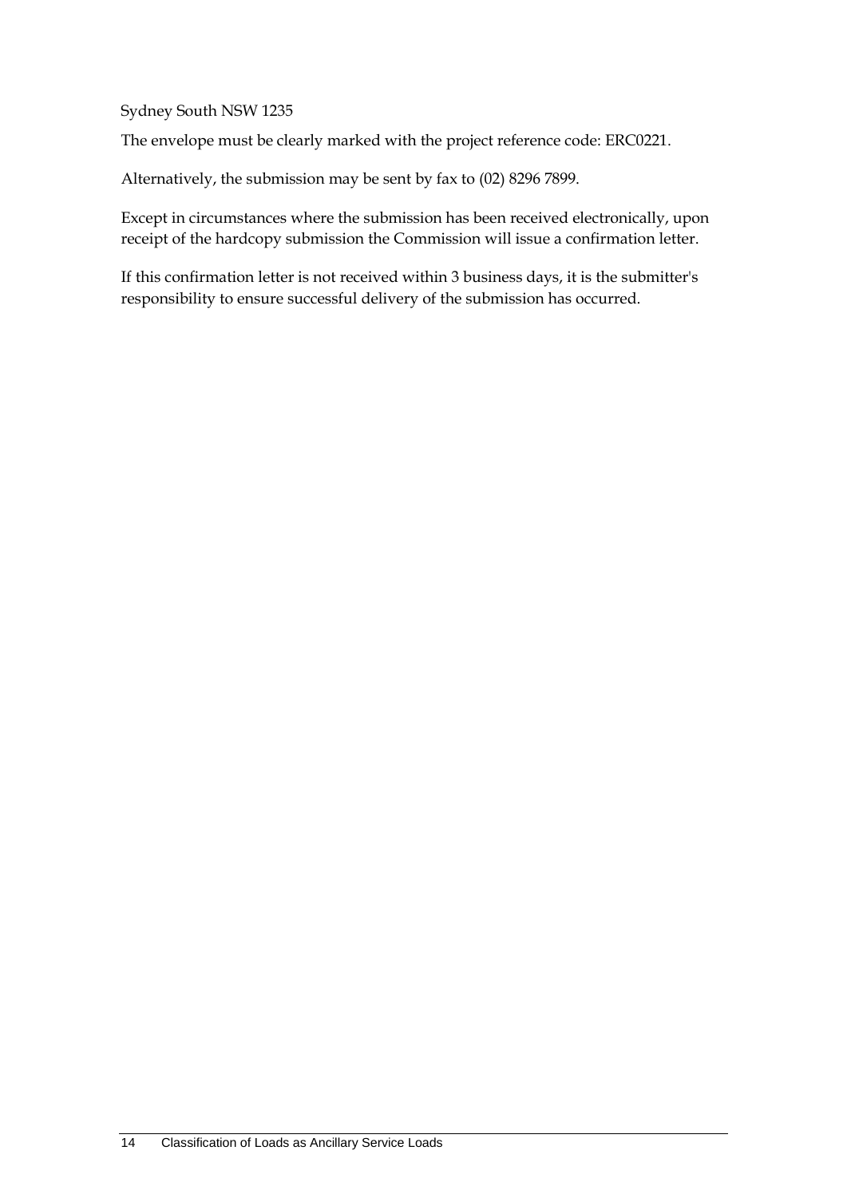Sydney South NSW 1235

The envelope must be clearly marked with the project reference code: ERC0221.

Alternatively, the submission may be sent by fax to (02) 8296 7899.

Except in circumstances where the submission has been received electronically, upon receipt of the hardcopy submission the Commission will issue a confirmation letter.

If this confirmation letter is not received within 3 business days, it is the submitter's responsibility to ensure successful delivery of the submission has occurred.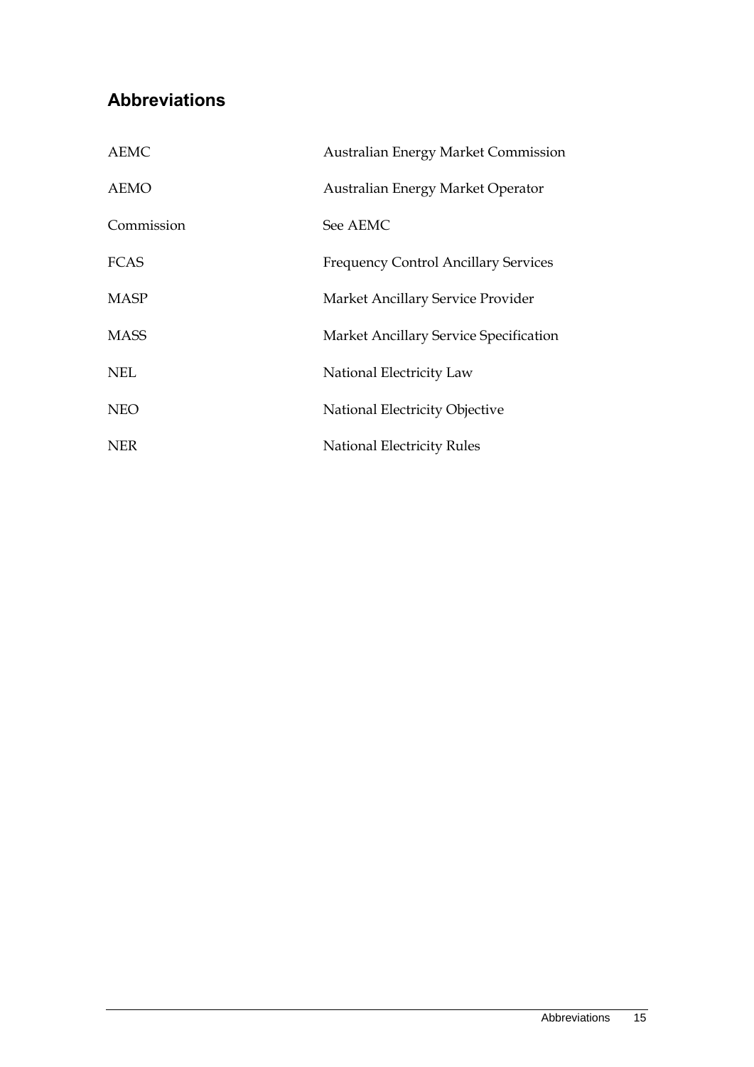## Abbreviations

| | |
|---|---|
| AEMC | Australian Energy Market Commission |
| AEMO | Australian Energy Market Operator |
| Commission | See AEMC |
| FCAS | Frequency Control Ancillary Services |
| MASP | Market Ancillary Service Provider |
| MASS | Market Ancillary Service Specification |
| NEL | National Electricity Law |
| NEO | National Electricity Objective |
| NER | National Electricity Rules |